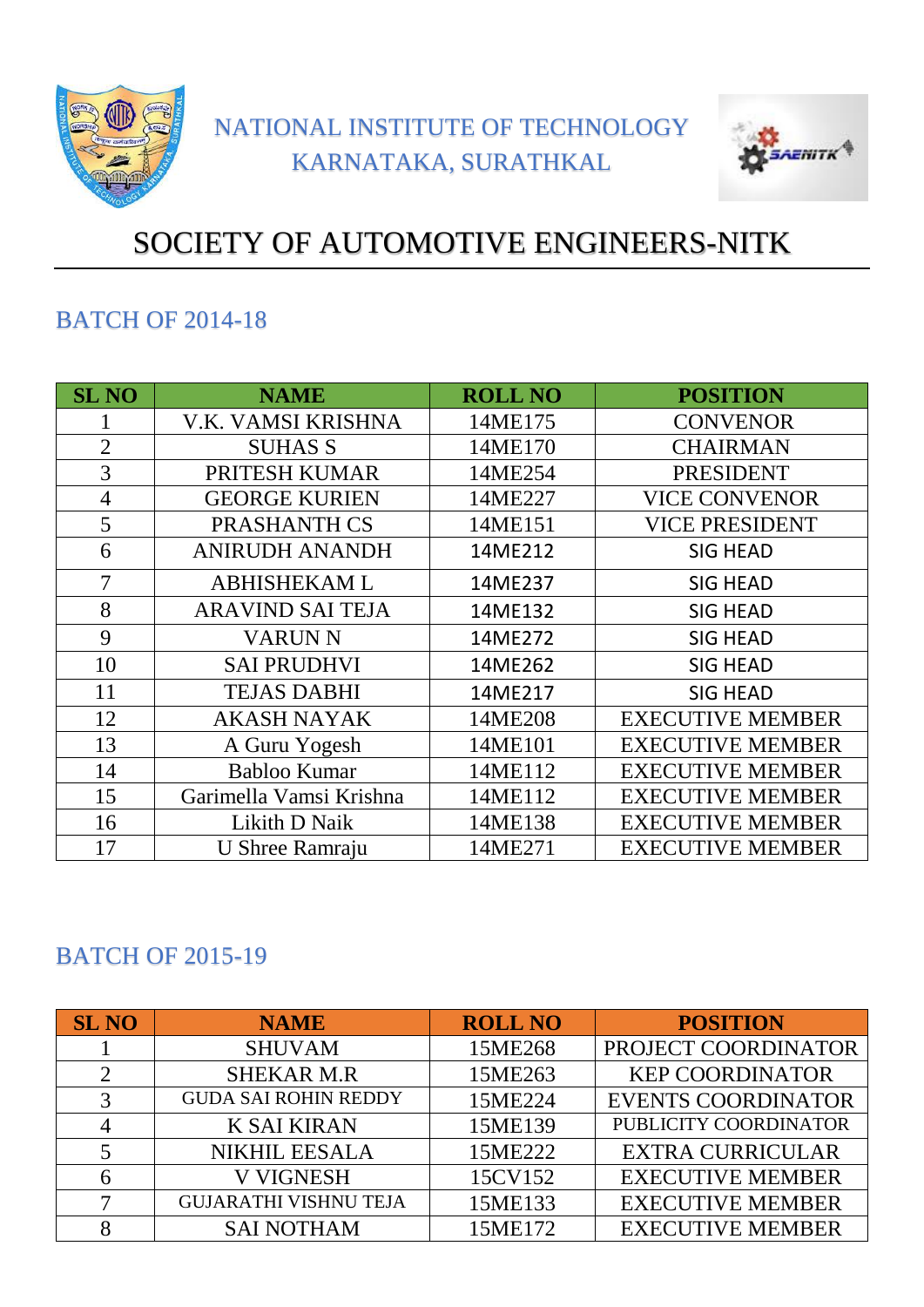NATIONAL INSTITUTE OF TECHNOLOGY
KARNATAKA, SURATHKAL

# SOCIETY OF AUTOMOTIVE ENGINEERS-NITK

## BATCH OF 2014-18

| SL NO | NAME | ROLL NO | POSITION |
|---|---|---|---|
| 1 | V.K. VAMSI KRISHNA | 14ME175 | CONVENOR |
| 2 | SUHAS S | 14ME170 | CHAIRMAN |
| 3 | PRITESH KUMAR | 14ME254 | PRESIDENT |
| 4 | GEORGE KURIEN | 14ME227 | VICE CONVENOR |
| 5 | PRASHANTH CS | 14ME151 | VICE PRESIDENT |
| 6 | ANIRUDH ANANDH | 14ME212 | SIG HEAD |
| 7 | ABHISHEKAM L | 14ME237 | SIG HEAD |
| 8 | ARAVIND SAI TEJA | 14ME132 | SIG HEAD |
| 9 | VARUN N | 14ME272 | SIG HEAD |
| 10 | SAI PRUDHVI | 14ME262 | SIG HEAD |
| 11 | TEJAS DABHI | 14ME217 | SIG HEAD |
| 12 | AKASH NAYAK | 14ME208 | EXECUTIVE MEMBER |
| 13 | A Guru Yogesh | 14ME101 | EXECUTIVE MEMBER |
| 14 | Babloo Kumar | 14ME112 | EXECUTIVE MEMBER |
| 15 | Garimella Vamsi Krishna | 14ME112 | EXECUTIVE MEMBER |
| 16 | Likith D Naik | 14ME138 | EXECUTIVE MEMBER |
| 17 | U Shree Ramraju | 14ME271 | EXECUTIVE MEMBER |

## BATCH OF 2015-19

| SL NO | NAME | ROLL NO | POSITION |
|---|---|---|---|
| 1 | SHUVAM | 15ME268 | PROJECT COORDINATOR |
| 2 | SHEKAR M.R | 15ME263 | KEP COORDINATOR |
| 3 | GUDA SAI ROHIN REDDY | 15ME224 | EVENTS COORDINATOR |
| 4 | K SAI KIRAN | 15ME139 | PUBLICITY COORDINATOR |
| 5 | NIKHIL EESALA | 15ME222 | EXTRA CURRICULAR |
| 6 | V VIGNESH | 15CV152 | EXECUTIVE MEMBER |
| 7 | GUJARATHI VISHNU TEJA | 15ME133 | EXECUTIVE MEMBER |
| 8 | SAI NOTHAM | 15ME172 | EXECUTIVE MEMBER |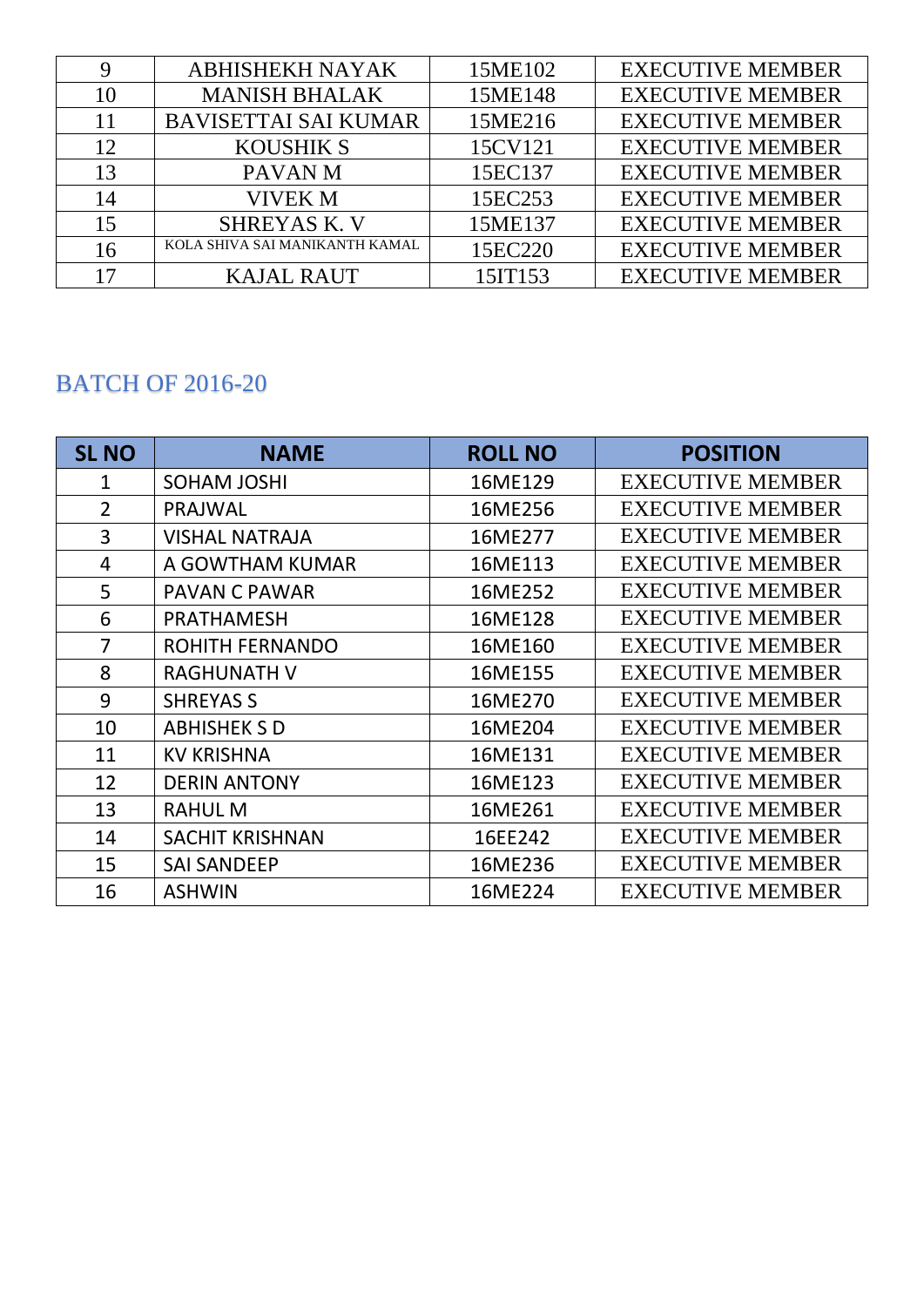| | | | |
|---|---|---|---|
| 9 | ABHISHEKH NAYAK | 15ME102 | EXECUTIVE MEMBER |
| 10 | MANISH BHALAK | 15ME148 | EXECUTIVE MEMBER |
| 11 | BAVISETTAI SAI KUMAR | 15ME216 | EXECUTIVE MEMBER |
| 12 | KOUSHIK S | 15CV121 | EXECUTIVE MEMBER |
| 13 | PAVAN M | 15EC137 | EXECUTIVE MEMBER |
| 14 | VIVEK M | 15EC253 | EXECUTIVE MEMBER |
| 15 | SHREYAS K. V | 15ME137 | EXECUTIVE MEMBER |
| 16 | KOLA SHIVA SAI MANIKANTH KAMAL | 15EC220 | EXECUTIVE MEMBER |
| 17 | KAJAL RAUT | 15IT153 | EXECUTIVE MEMBER |

## BATCH OF 2016-20

| SL NO | NAME | ROLL NO | POSITION |
|---|---|---|---|
| 1 | SOHAM JOSHI | 16ME129 | EXECUTIVE MEMBER |
| 2 | PRAJWAL | 16ME256 | EXECUTIVE MEMBER |
| 3 | VISHAL NATRAJA | 16ME277 | EXECUTIVE MEMBER |
| 4 | A GOWTHAM KUMAR | 16ME113 | EXECUTIVE MEMBER |
| 5 | PAVAN C PAWAR | 16ME252 | EXECUTIVE MEMBER |
| 6 | PRATHAMESH | 16ME128 | EXECUTIVE MEMBER |
| 7 | ROHITH FERNANDO | 16ME160 | EXECUTIVE MEMBER |
| 8 | RAGHUNATH V | 16ME155 | EXECUTIVE MEMBER |
| 9 | SHREYAS S | 16ME270 | EXECUTIVE MEMBER |
| 10 | ABHISHEK S D | 16ME204 | EXECUTIVE MEMBER |
| 11 | KV KRISHNA | 16ME131 | EXECUTIVE MEMBER |
| 12 | DERIN ANTONY | 16ME123 | EXECUTIVE MEMBER |
| 13 | RAHUL M | 16ME261 | EXECUTIVE MEMBER |
| 14 | SACHIT KRISHNAN | 16EE242 | EXECUTIVE MEMBER |
| 15 | SAI SANDEEP | 16ME236 | EXECUTIVE MEMBER |
| 16 | ASHWIN | 16ME224 | EXECUTIVE MEMBER |